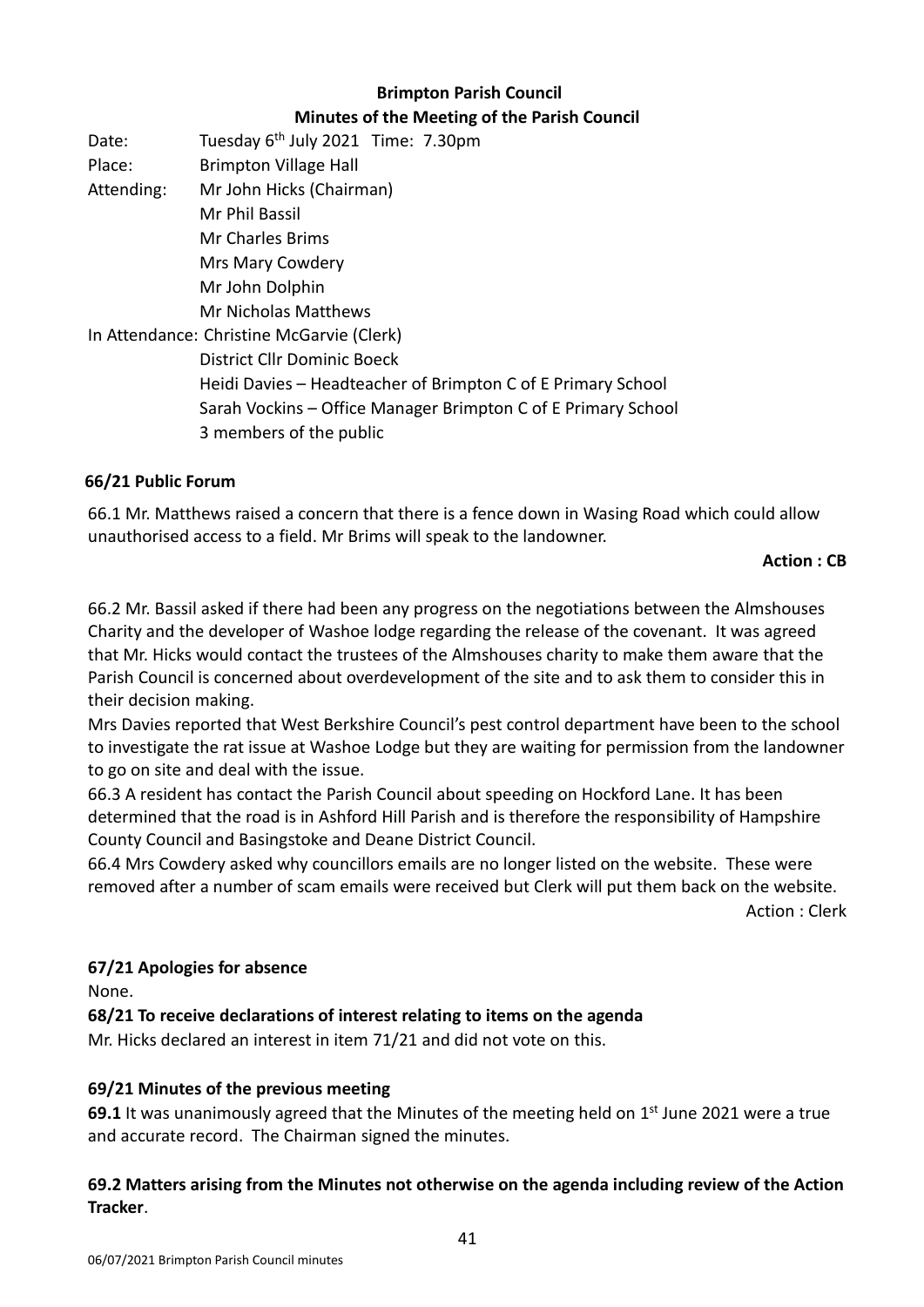**Brimpton Parish Council**

**Minutes of the Meeting of the Parish Council**

Date: Tuesday 6th July 2021 Time: 7.30pm

Place: Brimpton Village Hall

Attending: Mr John Hicks (Chairman)
Mr Phil Bassil
Mr Charles Brims
Mrs Mary Cowdery
Mr John Dolphin
Mr Nicholas Matthews

In Attendance: Christine McGarvie (Clerk)
District Cllr Dominic Boeck
Heidi Davies – Headteacher of Brimpton C of E Primary School
Sarah Vockins – Office Manager Brimpton C of E Primary School
3 members of the public

**66/21 Public Forum**

66.1 Mr. Matthews raised a concern that there is a fence down in Wasing Road which could allow unauthorised access to a field. Mr Brims will speak to the landowner.

**Action : CB**

66.2 Mr. Bassil asked if there had been any progress on the negotiations between the Almshouses Charity and the developer of Washoe lodge regarding the release of the covenant. It was agreed that Mr. Hicks would contact the trustees of the Almshouses charity to make them aware that the Parish Council is concerned about overdevelopment of the site and to ask them to consider this in their decision making.

Mrs Davies reported that West Berkshire Council's pest control department have been to the school to investigate the rat issue at Washoe Lodge but they are waiting for permission from the landowner to go on site and deal with the issue.

66.3 A resident has contact the Parish Council about speeding on Hockford Lane. It has been determined that the road is in Ashford Hill Parish and is therefore the responsibility of Hampshire County Council and Basingstoke and Deane District Council.

66.4 Mrs Cowdery asked why councillors emails are no longer listed on the website. These were removed after a number of scam emails were received but Clerk will put them back on the website.

Action : Clerk

**67/21 Apologies for absence**

None.

**68/21 To receive declarations of interest relating to items on the agenda**

Mr. Hicks declared an interest in item 71/21 and did not vote on this.

**69/21 Minutes of the previous meeting**

**69.1** It was unanimously agreed that the Minutes of the meeting held on 1st June 2021 were a true and accurate record. The Chairman signed the minutes.

**69.2 Matters arising from the Minutes not otherwise on the agenda including review of the Action Tracker**.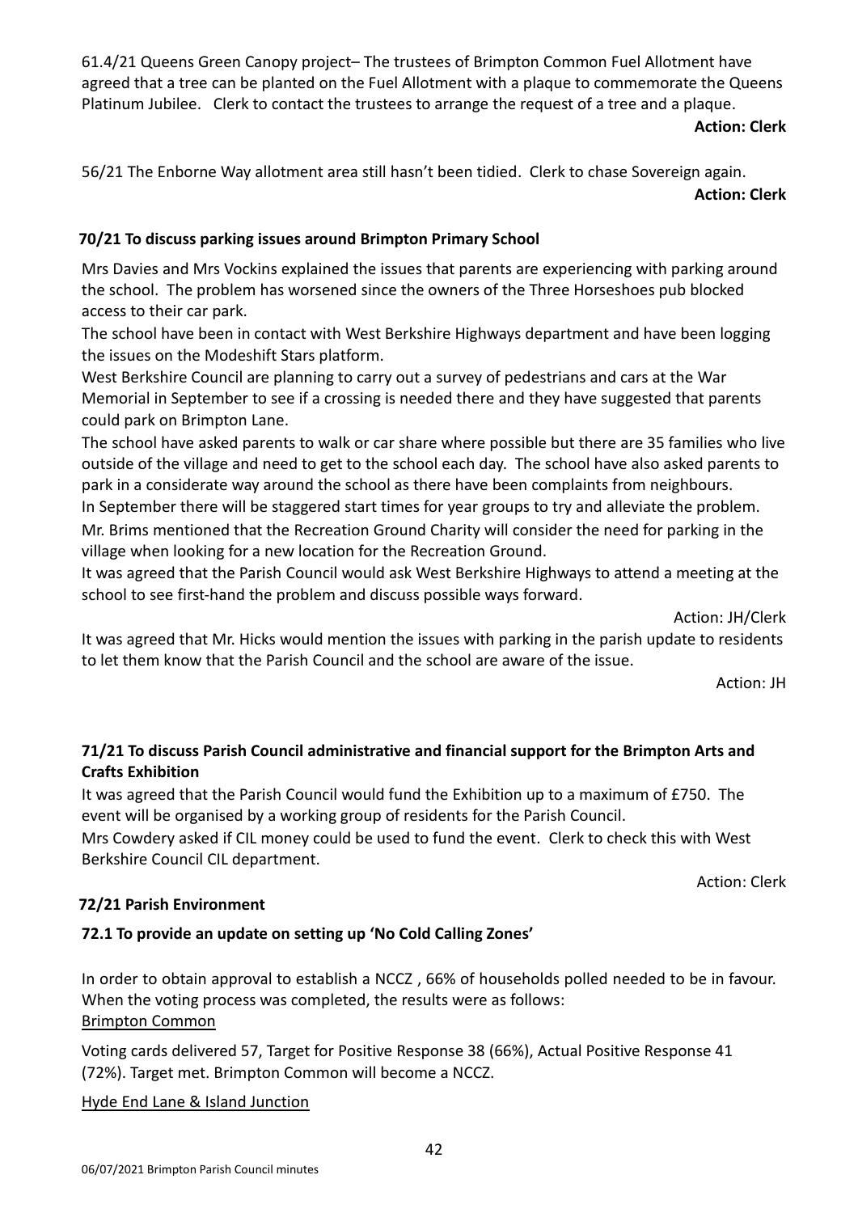61.4/21 Queens Green Canopy project– The trustees of Brimpton Common Fuel Allotment have agreed that a tree can be planted on the Fuel Allotment with a plaque to commemorate the Queens Platinum Jubilee. Clerk to contact the trustees to arrange the request of a tree and a plaque.

**Action: Clerk**

56/21 The Enborne Way allotment area still hasn't been tidied. Clerk to chase Sovereign again.

**Action: Clerk**

**70/21 To discuss parking issues around Brimpton Primary School**

Mrs Davies and Mrs Vockins explained the issues that parents are experiencing with parking around the school. The problem has worsened since the owners of the Three Horseshoes pub blocked access to their car park.

The school have been in contact with West Berkshire Highways department and have been logging the issues on the Modeshift Stars platform.

West Berkshire Council are planning to carry out a survey of pedestrians and cars at the War Memorial in September to see if a crossing is needed there and they have suggested that parents could park on Brimpton Lane.

The school have asked parents to walk or car share where possible but there are 35 families who live outside of the village and need to get to the school each day. The school have also asked parents to park in a considerate way around the school as there have been complaints from neighbours.

In September there will be staggered start times for year groups to try and alleviate the problem.

Mr. Brims mentioned that the Recreation Ground Charity will consider the need for parking in the village when looking for a new location for the Recreation Ground.

It was agreed that the Parish Council would ask West Berkshire Highways to attend a meeting at the school to see first-hand the problem and discuss possible ways forward.

Action: JH/Clerk

It was agreed that Mr. Hicks would mention the issues with parking in the parish update to residents to let them know that the Parish Council and the school are aware of the issue.

Action: JH

**71/21 To discuss Parish Council administrative and financial support for the Brimpton Arts and Crafts Exhibition**

It was agreed that the Parish Council would fund the Exhibition up to a maximum of £750. The event will be organised by a working group of residents for the Parish Council.

Mrs Cowdery asked if CIL money could be used to fund the event. Clerk to check this with West Berkshire Council CIL department.

Action: Clerk

**72/21 Parish Environment**

**72.1 To provide an update on setting up 'No Cold Calling Zones'**

In order to obtain approval to establish a NCCZ , 66% of households polled needed to be in favour. When the voting process was completed, the results were as follows:

Brimpton Common

Voting cards delivered 57, Target for Positive Response 38 (66%), Actual Positive Response 41 (72%). Target met. Brimpton Common will become a NCCZ.

Hyde End Lane & Island Junction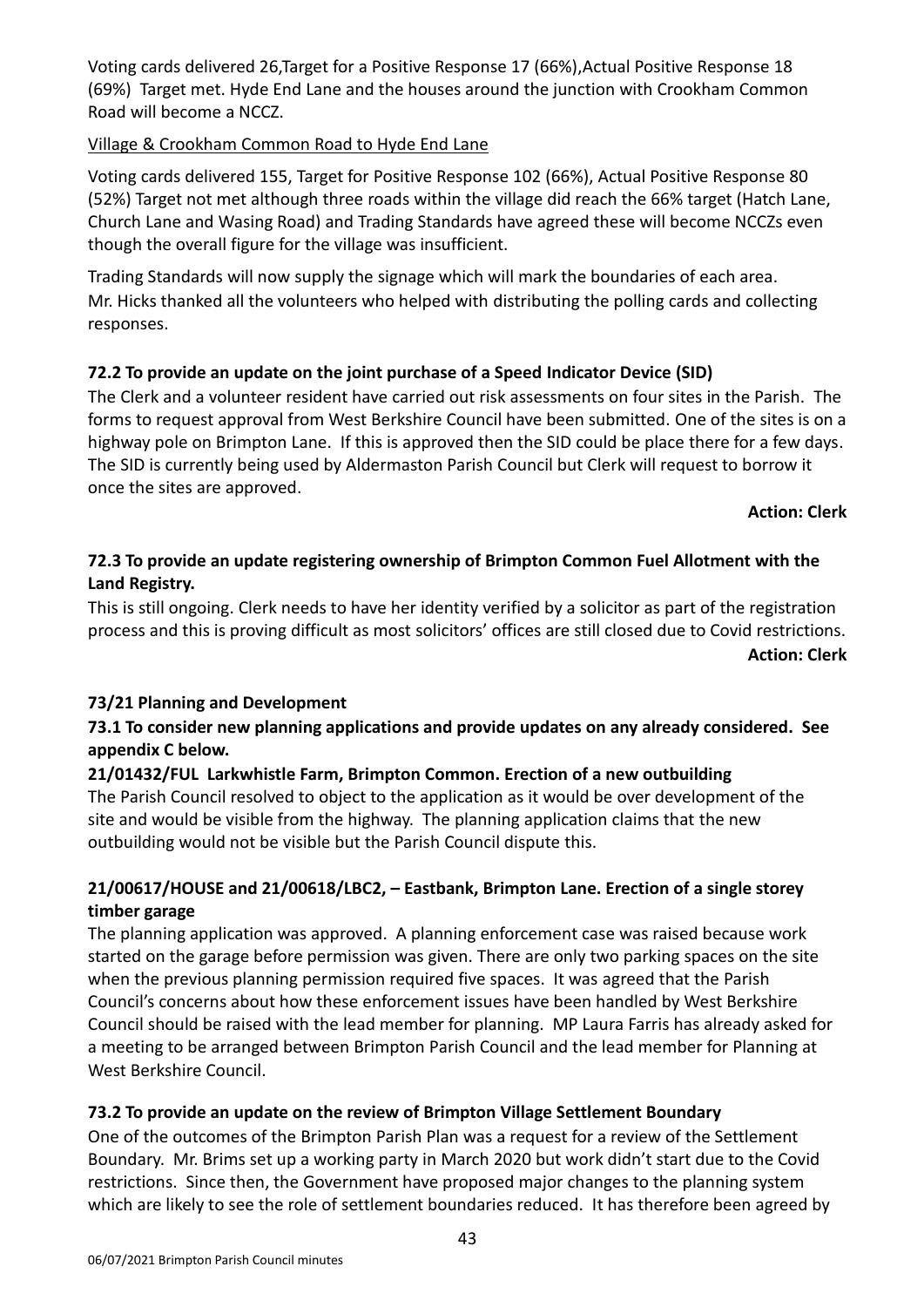Voting cards delivered 26,Target for a Positive Response 17 (66%),Actual Positive Response 18 (69%) Target met. Hyde End Lane and the houses around the junction with Crookham Common Road will become a NCCZ.

Village & Crookham Common Road to Hyde End Lane

Voting cards delivered 155, Target for Positive Response 102 (66%), Actual Positive Response 80 (52%) Target not met although three roads within the village did reach the 66% target (Hatch Lane, Church Lane and Wasing Road) and Trading Standards have agreed these will become NCCZs even though the overall figure for the village was insufficient.

Trading Standards will now supply the signage which will mark the boundaries of each area. Mr. Hicks thanked all the volunteers who helped with distributing the polling cards and collecting responses.

**72.2 To provide an update on the joint purchase of a Speed Indicator Device (SID)**

The Clerk and a volunteer resident have carried out risk assessments on four sites in the Parish. The forms to request approval from West Berkshire Council have been submitted. One of the sites is on a highway pole on Brimpton Lane. If this is approved then the SID could be place there for a few days. The SID is currently being used by Aldermaston Parish Council but Clerk will request to borrow it once the sites are approved.

**Action: Clerk**

**72.3 To provide an update registering ownership of Brimpton Common Fuel Allotment with the Land Registry.**

This is still ongoing. Clerk needs to have her identity verified by a solicitor as part of the registration process and this is proving difficult as most solicitors' offices are still closed due to Covid restrictions.

**Action: Clerk**

**73/21 Planning and Development**

**73.1 To consider new planning applications and provide updates on any already considered. See appendix C below.**

**21/01432/FUL Larkwhistle Farm, Brimpton Common. Erection of a new outbuilding**

The Parish Council resolved to object to the application as it would be over development of the site and would be visible from the highway. The planning application claims that the new outbuilding would not be visible but the Parish Council dispute this.

**21/00617/HOUSE and 21/00618/LBC2, – Eastbank, Brimpton Lane. Erection of a single storey timber garage**

The planning application was approved. A planning enforcement case was raised because work started on the garage before permission was given. There are only two parking spaces on the site when the previous planning permission required five spaces. It was agreed that the Parish Council's concerns about how these enforcement issues have been handled by West Berkshire Council should be raised with the lead member for planning. MP Laura Farris has already asked for a meeting to be arranged between Brimpton Parish Council and the lead member for Planning at West Berkshire Council.

**73.2 To provide an update on the review of Brimpton Village Settlement Boundary**

One of the outcomes of the Brimpton Parish Plan was a request for a review of the Settlement Boundary. Mr. Brims set up a working party in March 2020 but work didn't start due to the Covid restrictions. Since then, the Government have proposed major changes to the planning system which are likely to see the role of settlement boundaries reduced. It has therefore been agreed by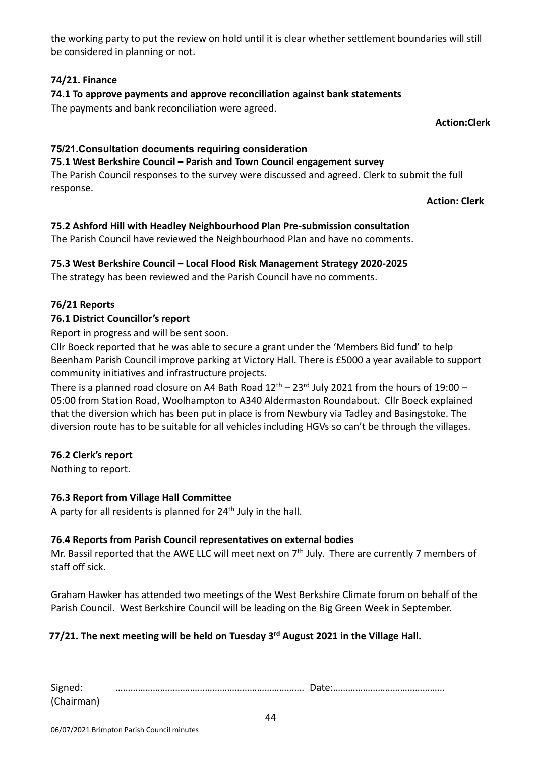the working party to put the review on hold until it is clear whether settlement boundaries will still be considered in planning or not.

**74/21. Finance**

**74.1 To approve payments and approve reconciliation against bank statements**

The payments and bank reconciliation were agreed.

**Action:Clerk**

**75/21.Consultation documents requiring consideration**

**75.1 West Berkshire Council – Parish and Town Council engagement survey**

The Parish Council responses to the survey were discussed and agreed. Clerk to submit the full response.

**Action: Clerk**

**75.2 Ashford Hill with Headley Neighbourhood Plan Pre-submission consultation**

The Parish Council have reviewed the Neighbourhood Plan and have no comments.

**75.3 West Berkshire Council – Local Flood Risk Management Strategy 2020-2025**

The strategy has been reviewed and the Parish Council have no comments.

**76/21 Reports**

**76.1 District Councillor's report**

Report in progress and will be sent soon.

Cllr Boeck reported that he was able to secure a grant under the 'Members Bid fund' to help Beenham Parish Council improve parking at Victory Hall. There is £5000 a year available to support community initiatives and infrastructure projects.

There is a planned road closure on A4 Bath Road 12th – 23rd July 2021 from the hours of 19:00 – 05:00 from Station Road, Woolhampton to A340 Aldermaston Roundabout. Cllr Boeck explained that the diversion which has been put in place is from Newbury via Tadley and Basingstoke. The diversion route has to be suitable for all vehicles including HGVs so can't be through the villages.

**76.2 Clerk's report**

Nothing to report.

**76.3 Report from Village Hall Committee**

A party for all residents is planned for 24th July in the hall.

**76.4 Reports from Parish Council representatives on external bodies**

Mr. Bassil reported that the AWE LLC will meet next on 7th July. There are currently 7 members of staff off sick.

Graham Hawker has attended two meetings of the West Berkshire Climate forum on behalf of the Parish Council. West Berkshire Council will be leading on the Big Green Week in September.

**77/21. The next meeting will be held on Tuesday 3rd August 2021 in the Village Hall.**

Signed: ………………………………………………………………. Date:………………………………………
(Chairman)

06/07/2021 Brimpton Parish Council minutes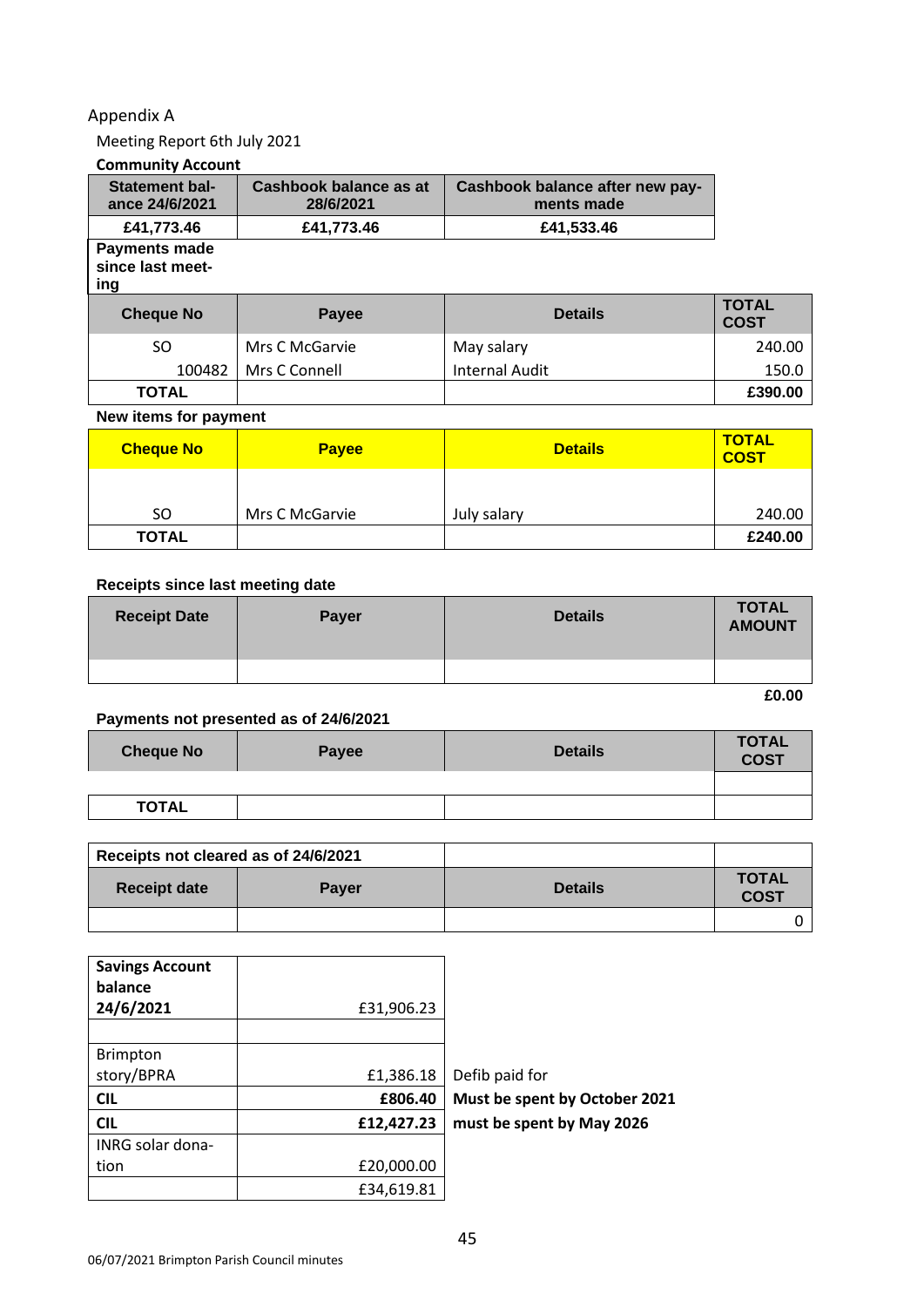Appendix A

Meeting Report 6th July 2021

**Community Account**

| Statement balance 24/6/2021 | Cashbook balance as at 28/6/2021 | Cashbook balance after new payments made |
|---|---|---|
| £41,773.46 | £41,773.46 | £41,533.46 |

**Payments made since last meeting**

| Cheque No | Payee | Details | TOTAL COST |
|---|---|---|---|
| SO | Mrs C McGarvie | May salary | 240.00 |
| 100482 | Mrs C Connell | Internal Audit | 150.0 |
| TOTAL | | | £390.00 |

**New items for payment**

| Cheque No | Payee | Details | TOTAL COST |
|---|---|---|---|
| SO | Mrs C McGarvie | July salary | 240.00 |
| TOTAL | | | £240.00 |

**Receipts since last meeting date**

| Receipt Date | Payer | Details | TOTAL AMOUNT |
|---|---|---|---|
| | | | |
| | | | £0.00 |

**Payments not presented as of 24/6/2021**

| Cheque No | Payee | Details | TOTAL COST |
|---|---|---|---|
| | | | |
| TOTAL | | | |

| Receipts not cleared as of 24/6/2021 | | | |
|---|---|---|---|
| Receipt date | Payer | Details | TOTAL COST |
| | | | 0 |

| **Savings Account balance 24/6/2021** | £31,906.23 | |
|---|---|---|
| | | |
| Brimpton story/BPRA | £1,386.18 | Defib paid for |
| **CIL** | **£806.40** | **Must be spent by October 2021** |
| **CIL** | **£12,427.23** | **must be spent by May 2026** |
| INRG solar donation | £20,000.00 | |
| | £34,619.81 | |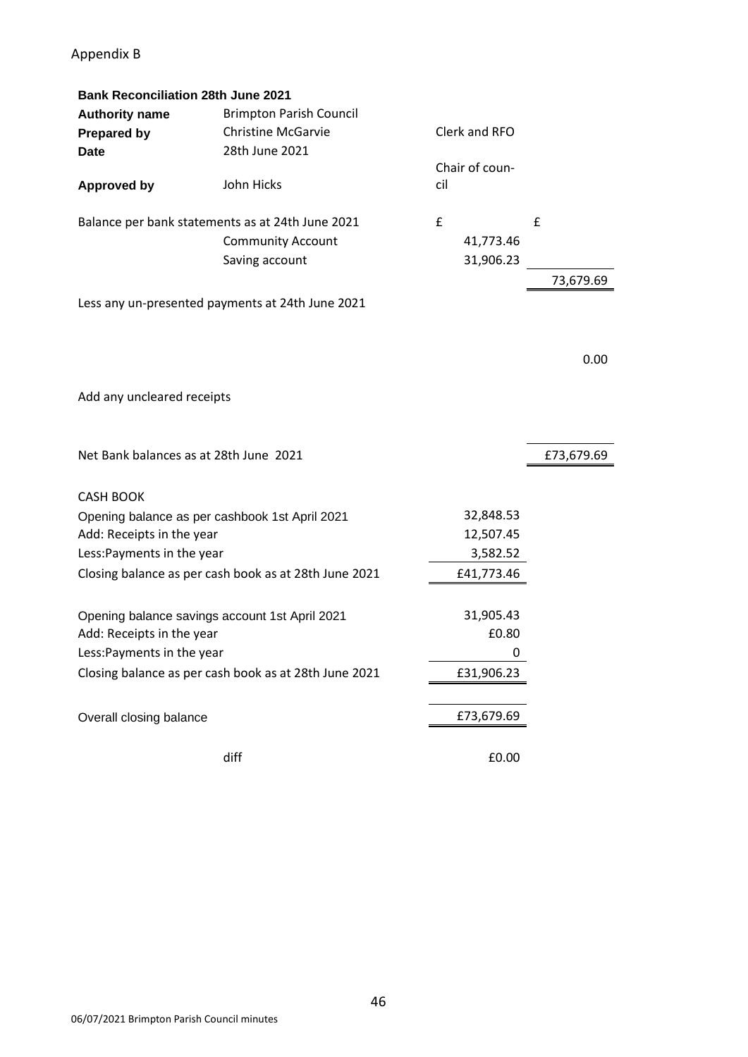Appendix B

**Bank Reconciliation 28th June 2021**

| | | | |
|---|---|---|---|
| **Authority name** | Brimpton Parish Council | | |
| **Prepared by** | Christine McGarvie | Clerk and RFO | |
| **Date** | 28th June 2021 | | |
| **Approved by** | John Hicks | Chair of council | |
| Balance per bank statements as at 24th June 2021 | | £ | £ |
| | Community Account | 41,773.46 | |
| | Saving account | 31,906.23 | |
| | | | 73,679.69 |
| Less any un-presented payments at 24th June 2021 | | | |
| | | | 0.00 |
| Add any uncleared receipts | | | |
| Net Bank balances as at 28th June 2021 | | | £73,679.69 |
| CASH BOOK | | | |
| Opening balance as per cashbook 1st April 2021 | | 32,848.53 | |
| Add: Receipts in the year | | 12,507.45 | |
| Less:Payments in the year | | 3,582.52 | |
| Closing balance as per cash book as at 28th June 2021 | | £41,773.46 | |
| Opening balance savings account 1st April 2021 | | 31,905.43 | |
| Add: Receipts in the year | | £0.80 | |
| Less:Payments in the year | | 0 | |
| Closing balance as per cash book as at 28th June 2021 | | £31,906.23 | |
| Overall closing balance | | £73,679.69 | |
| | diff | £0.00 | |

06/07/2021 Brimpton Parish Council minutes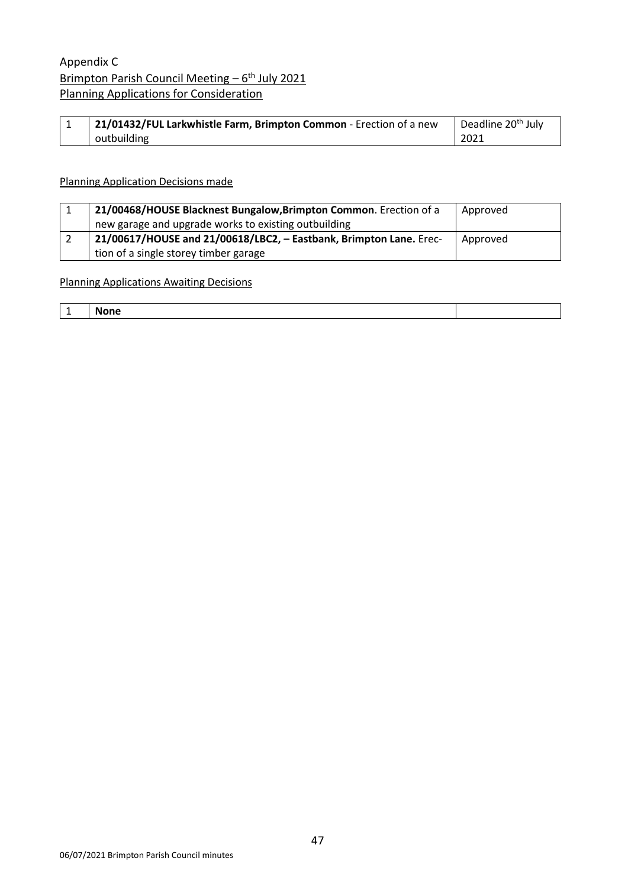Appendix C

Brimpton Parish Council Meeting – 6th July 2021

Planning Applications for Consideration

| | | |
|---|---|---|
| 1 | **21/01432/FUL Larkwhistle Farm, Brimpton Common** - Erection of a new outbuilding | Deadline 20th July 2021 |

Planning Application Decisions made

| | | |
|---|---|---|
| 1 | **21/00468/HOUSE Blacknest Bungalow,Brimpton Common**. Erection of a new garage and upgrade works to existing outbuilding | Approved |
| 2 | **21/00617/HOUSE and 21/00618/LBC2, – Eastbank, Brimpton Lane.** Erection of a single storey timber garage | Approved |

Planning Applications Awaiting Decisions

| | | |
|---|---|---|
| 1 | **None** | |

06/07/2021 Brimpton Parish Council minutes